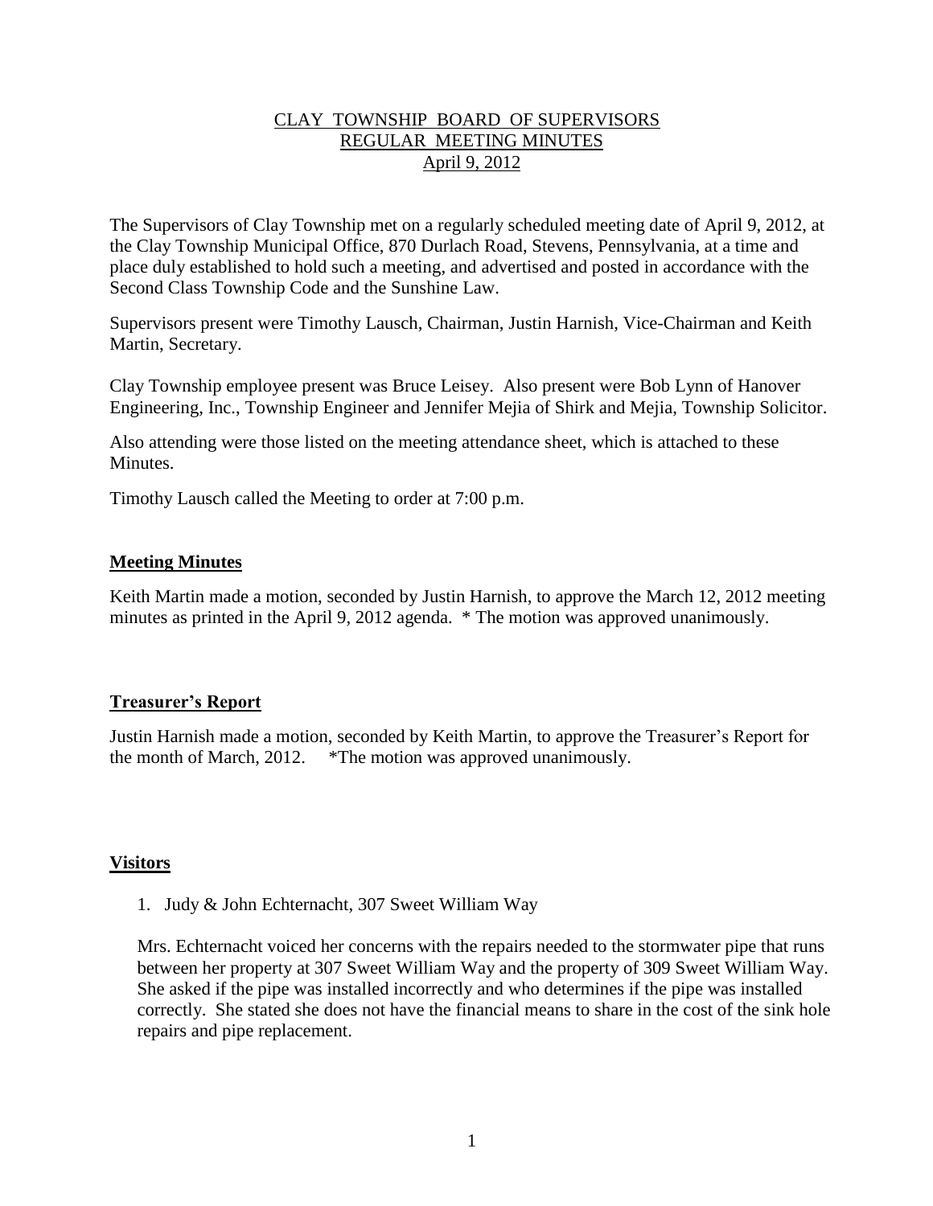# CLAY TOWNSHIP BOARD OF SUPERVISORS
## REGULAR MEETING MINUTES
### April 9, 2012

The Supervisors of Clay Township met on a regularly scheduled meeting date of April 9, 2012, at the Clay Township Municipal Office, 870 Durlach Road, Stevens, Pennsylvania, at a time and place duly established to hold such a meeting, and advertised and posted in accordance with the Second Class Township Code and the Sunshine Law.

Supervisors present were Timothy Lausch, Chairman, Justin Harnish, Vice-Chairman and Keith Martin, Secretary.

Clay Township employee present was Bruce Leisey. Also present were Bob Lynn of Hanover Engineering, Inc., Township Engineer and Jennifer Mejia of Shirk and Mejia, Township Solicitor.

Also attending were those listed on the meeting attendance sheet, which is attached to these Minutes.

Timothy Lausch called the Meeting to order at 7:00 p.m.

**Meeting Minutes**

Keith Martin made a motion, seconded by Justin Harnish, to approve the March 12, 2012 meeting minutes as printed in the April 9, 2012 agenda. * The motion was approved unanimously.

**Treasurer's Report**

Justin Harnish made a motion, seconded by Keith Martin, to approve the Treasurer's Report for the month of March, 2012. *The motion was approved unanimously.

**Visitors**

1. Judy & John Echternacht, 307 Sweet William Way

Mrs. Echternacht voiced her concerns with the repairs needed to the stormwater pipe that runs between her property at 307 Sweet William Way and the property of 309 Sweet William Way. She asked if the pipe was installed incorrectly and who determines if the pipe was installed correctly. She stated she does not have the financial means to share in the cost of the sink hole repairs and pipe replacement.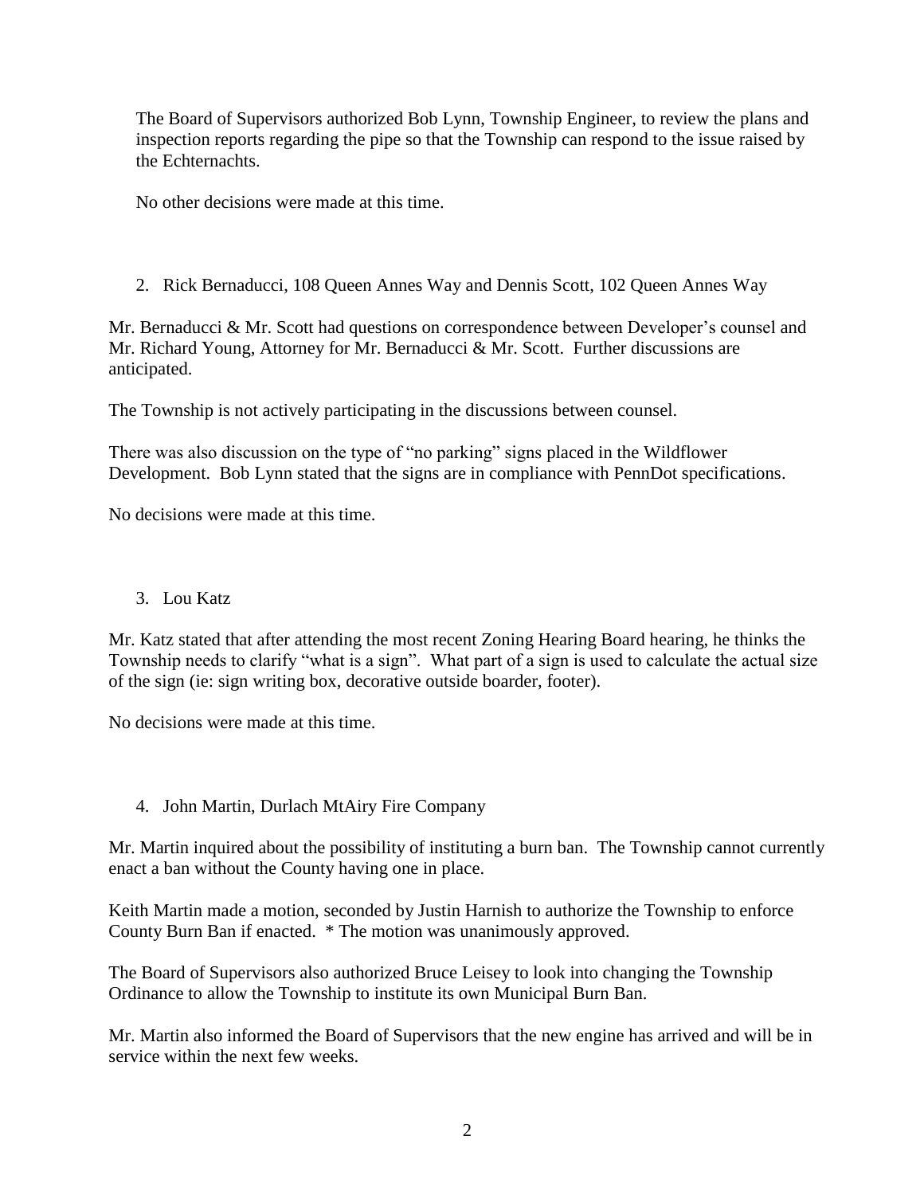The Board of Supervisors authorized Bob Lynn, Township Engineer, to review the plans and inspection reports regarding the pipe so that the Township can respond to the issue raised by the Echternachts.

No other decisions were made at this time.

2. Rick Bernaducci, 108 Queen Annes Way and Dennis Scott, 102 Queen Annes Way

Mr. Bernaducci & Mr. Scott had questions on correspondence between Developer's counsel and Mr. Richard Young, Attorney for Mr. Bernaducci & Mr. Scott. Further discussions are anticipated.

The Township is not actively participating in the discussions between counsel.

There was also discussion on the type of "no parking" signs placed in the Wildflower Development. Bob Lynn stated that the signs are in compliance with PennDot specifications.

No decisions were made at this time.

3. Lou Katz

Mr. Katz stated that after attending the most recent Zoning Hearing Board hearing, he thinks the Township needs to clarify "what is a sign". What part of a sign is used to calculate the actual size of the sign (ie: sign writing box, decorative outside boarder, footer).

No decisions were made at this time.

4. John Martin, Durlach MtAiry Fire Company

Mr. Martin inquired about the possibility of instituting a burn ban. The Township cannot currently enact a ban without the County having one in place.

Keith Martin made a motion, seconded by Justin Harnish to authorize the Township to enforce County Burn Ban if enacted. * The motion was unanimously approved.

The Board of Supervisors also authorized Bruce Leisey to look into changing the Township Ordinance to allow the Township to institute its own Municipal Burn Ban.

Mr. Martin also informed the Board of Supervisors that the new engine has arrived and will be in service within the next few weeks.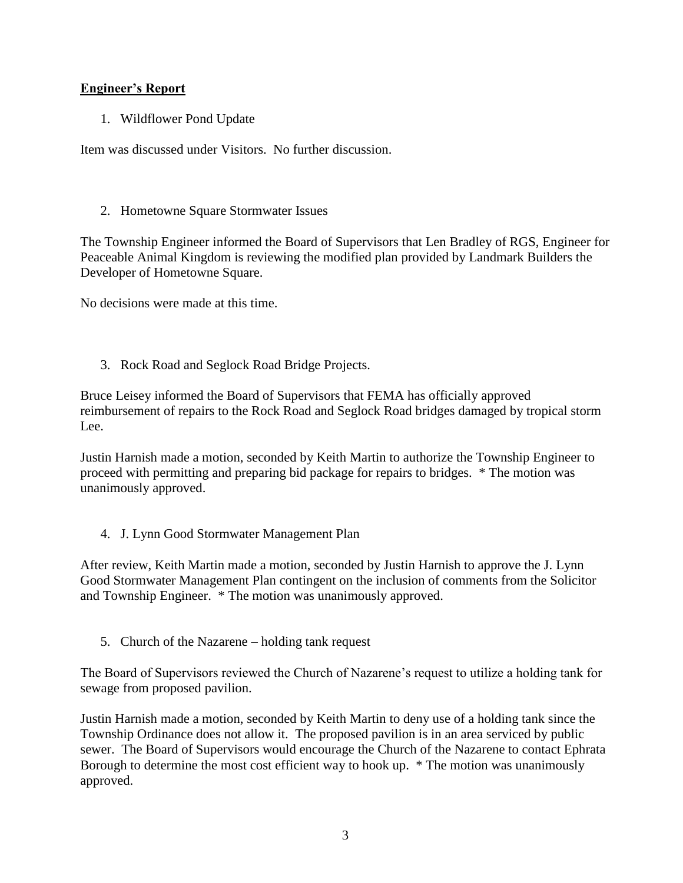**Engineer's Report**

1. Wildflower Pond Update

Item was discussed under Visitors. No further discussion.

2. Hometowne Square Stormwater Issues

The Township Engineer informed the Board of Supervisors that Len Bradley of RGS, Engineer for Peaceable Animal Kingdom is reviewing the modified plan provided by Landmark Builders the Developer of Hometowne Square.

No decisions were made at this time.

3. Rock Road and Seglock Road Bridge Projects.

Bruce Leisey informed the Board of Supervisors that FEMA has officially approved reimbursement of repairs to the Rock Road and Seglock Road bridges damaged by tropical storm Lee.

Justin Harnish made a motion, seconded by Keith Martin to authorize the Township Engineer to proceed with permitting and preparing bid package for repairs to bridges. * The motion was unanimously approved.

4. J. Lynn Good Stormwater Management Plan

After review, Keith Martin made a motion, seconded by Justin Harnish to approve the J. Lynn Good Stormwater Management Plan contingent on the inclusion of comments from the Solicitor and Township Engineer. * The motion was unanimously approved.

5. Church of the Nazarene – holding tank request

The Board of Supervisors reviewed the Church of Nazarene's request to utilize a holding tank for sewage from proposed pavilion.

Justin Harnish made a motion, seconded by Keith Martin to deny use of a holding tank since the Township Ordinance does not allow it. The proposed pavilion is in an area serviced by public sewer. The Board of Supervisors would encourage the Church of the Nazarene to contact Ephrata Borough to determine the most cost efficient way to hook up. * The motion was unanimously approved.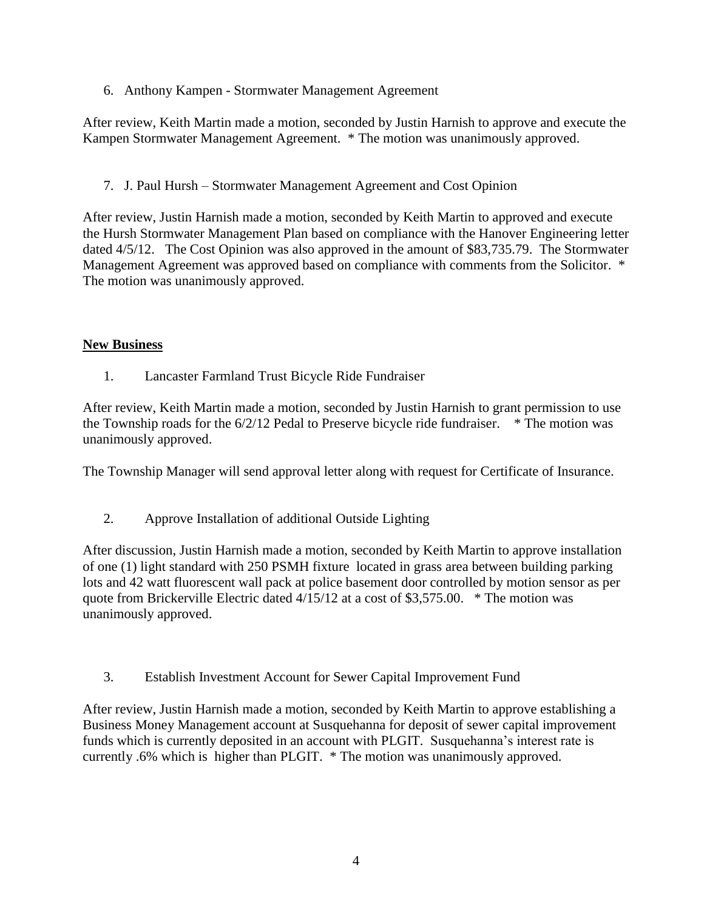6. Anthony Kampen - Stormwater Management Agreement

After review, Keith Martin made a motion, seconded by Justin Harnish to approve and execute the Kampen Stormwater Management Agreement. * The motion was unanimously approved.

7. J. Paul Hursh – Stormwater Management Agreement and Cost Opinion

After review, Justin Harnish made a motion, seconded by Keith Martin to approved and execute the Hursh Stormwater Management Plan based on compliance with the Hanover Engineering letter dated 4/5/12. The Cost Opinion was also approved in the amount of $83,735.79. The Stormwater Management Agreement was approved based on compliance with comments from the Solicitor. * The motion was unanimously approved.

## New Business

1. Lancaster Farmland Trust Bicycle Ride Fundraiser

After review, Keith Martin made a motion, seconded by Justin Harnish to grant permission to use the Township roads for the 6/2/12 Pedal to Preserve bicycle ride fundraiser. * The motion was unanimously approved.

The Township Manager will send approval letter along with request for Certificate of Insurance.

2. Approve Installation of additional Outside Lighting

After discussion, Justin Harnish made a motion, seconded by Keith Martin to approve installation of one (1) light standard with 250 PSMH fixture located in grass area between building parking lots and 42 watt fluorescent wall pack at police basement door controlled by motion sensor as per quote from Brickerville Electric dated 4/15/12 at a cost of $3,575.00. * The motion was unanimously approved.

3. Establish Investment Account for Sewer Capital Improvement Fund

After review, Justin Harnish made a motion, seconded by Keith Martin to approve establishing a Business Money Management account at Susquehanna for deposit of sewer capital improvement funds which is currently deposited in an account with PLGIT. Susquehanna's interest rate is currently .6% which is higher than PLGIT. * The motion was unanimously approved.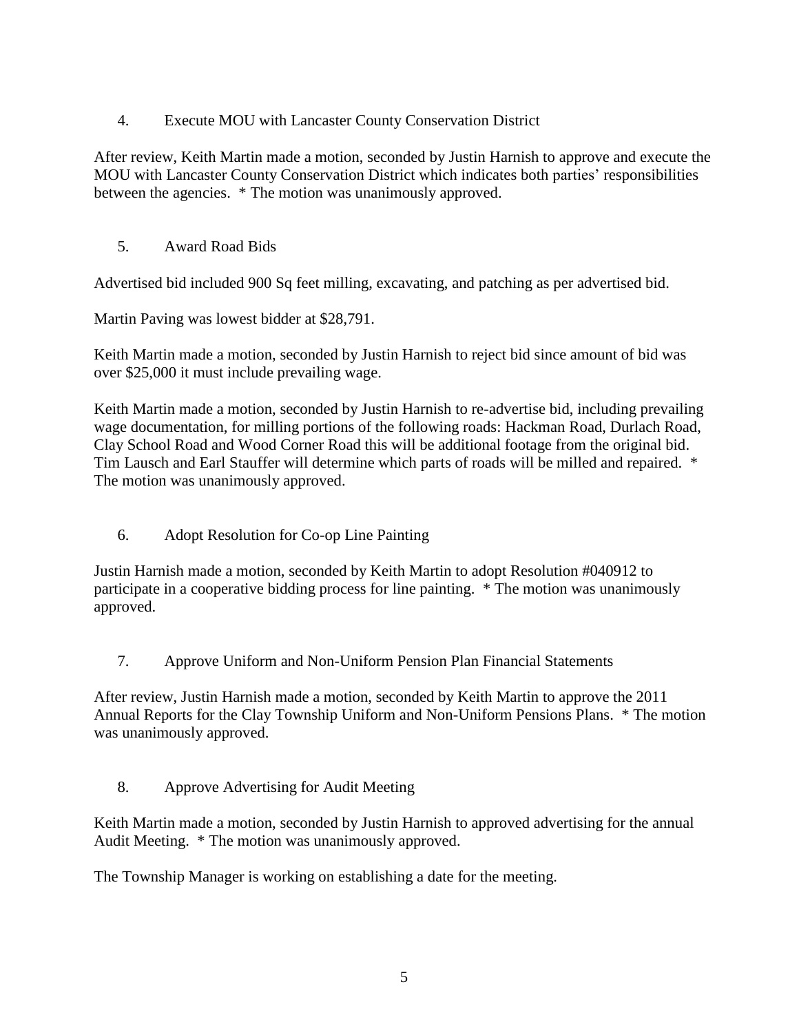4. Execute MOU with Lancaster County Conservation District

After review, Keith Martin made a motion, seconded by Justin Harnish to approve and execute the MOU with Lancaster County Conservation District which indicates both parties' responsibilities between the agencies. * The motion was unanimously approved.

5. Award Road Bids

Advertised bid included 900 Sq feet milling, excavating, and patching as per advertised bid.

Martin Paving was lowest bidder at $28,791.

Keith Martin made a motion, seconded by Justin Harnish to reject bid since amount of bid was over $25,000 it must include prevailing wage.

Keith Martin made a motion, seconded by Justin Harnish to re-advertise bid, including prevailing wage documentation, for milling portions of the following roads: Hackman Road, Durlach Road, Clay School Road and Wood Corner Road this will be additional footage from the original bid. Tim Lausch and Earl Stauffer will determine which parts of roads will be milled and repaired. * The motion was unanimously approved.

6. Adopt Resolution for Co-op Line Painting

Justin Harnish made a motion, seconded by Keith Martin to adopt Resolution #040912 to participate in a cooperative bidding process for line painting. * The motion was unanimously approved.

7. Approve Uniform and Non-Uniform Pension Plan Financial Statements

After review, Justin Harnish made a motion, seconded by Keith Martin to approve the 2011 Annual Reports for the Clay Township Uniform and Non-Uniform Pensions Plans. * The motion was unanimously approved.

8. Approve Advertising for Audit Meeting

Keith Martin made a motion, seconded by Justin Harnish to approved advertising for the annual Audit Meeting. * The motion was unanimously approved.

The Township Manager is working on establishing a date for the meeting.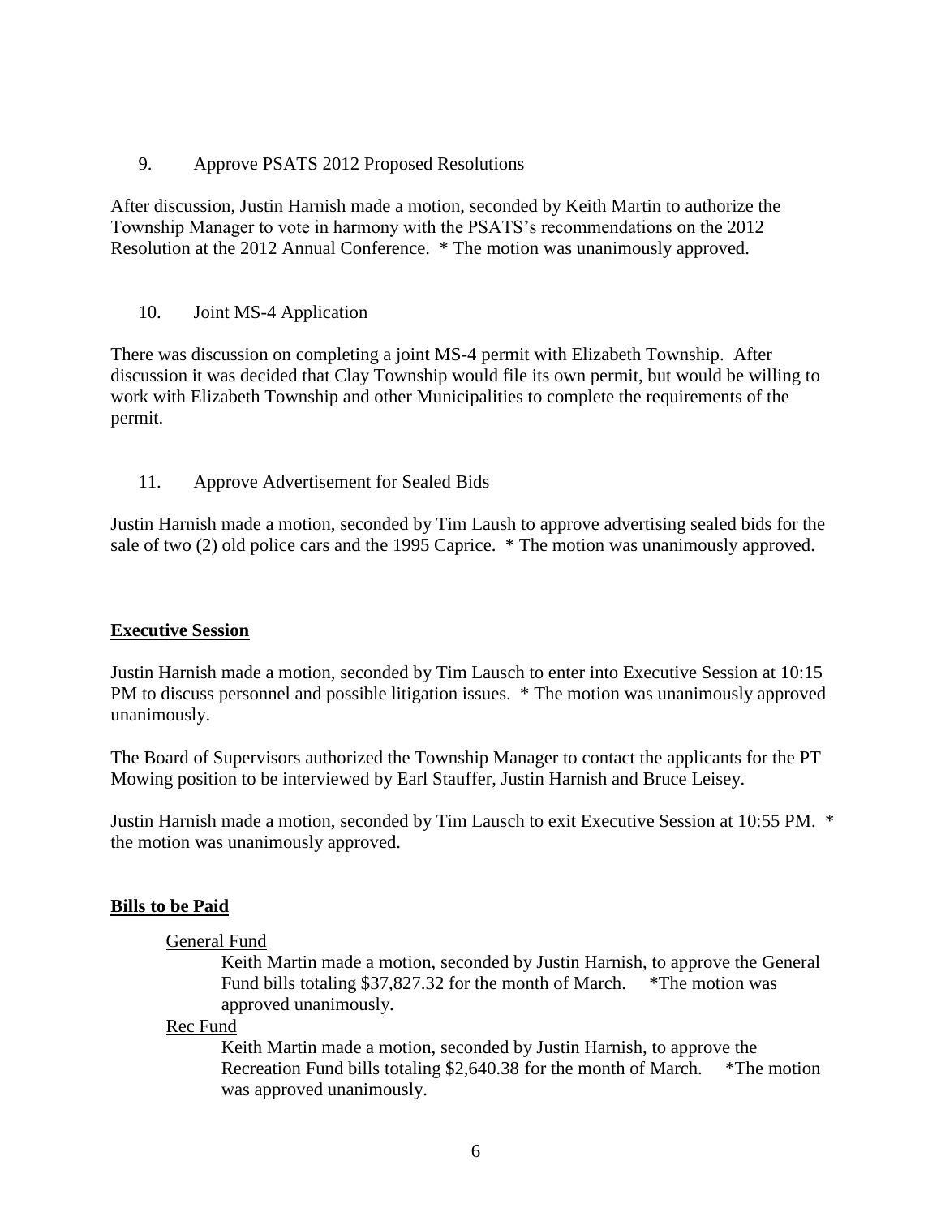9. Approve PSATS 2012 Proposed Resolutions

After discussion, Justin Harnish made a motion, seconded by Keith Martin to authorize the Township Manager to vote in harmony with the PSATS's recommendations on the 2012 Resolution at the 2012 Annual Conference. * The motion was unanimously approved.

10. Joint MS-4 Application

There was discussion on completing a joint MS-4 permit with Elizabeth Township. After discussion it was decided that Clay Township would file its own permit, but would be willing to work with Elizabeth Township and other Municipalities to complete the requirements of the permit.

11. Approve Advertisement for Sealed Bids

Justin Harnish made a motion, seconded by Tim Laush to approve advertising sealed bids for the sale of two (2) old police cars and the 1995 Caprice. * The motion was unanimously approved.

**Executive Session**

Justin Harnish made a motion, seconded by Tim Lausch to enter into Executive Session at 10:15 PM to discuss personnel and possible litigation issues. * The motion was unanimously approved unanimously.

The Board of Supervisors authorized the Township Manager to contact the applicants for the PT Mowing position to be interviewed by Earl Stauffer, Justin Harnish and Bruce Leisey.

Justin Harnish made a motion, seconded by Tim Lausch to exit Executive Session at 10:55 PM. * the motion was unanimously approved.

**Bills to be Paid**

General Fund

Keith Martin made a motion, seconded by Justin Harnish, to approve the General Fund bills totaling $37,827.32 for the month of March. *The motion was approved unanimously.

Rec Fund

Keith Martin made a motion, seconded by Justin Harnish, to approve the Recreation Fund bills totaling $2,640.38 for the month of March. *The motion was approved unanimously.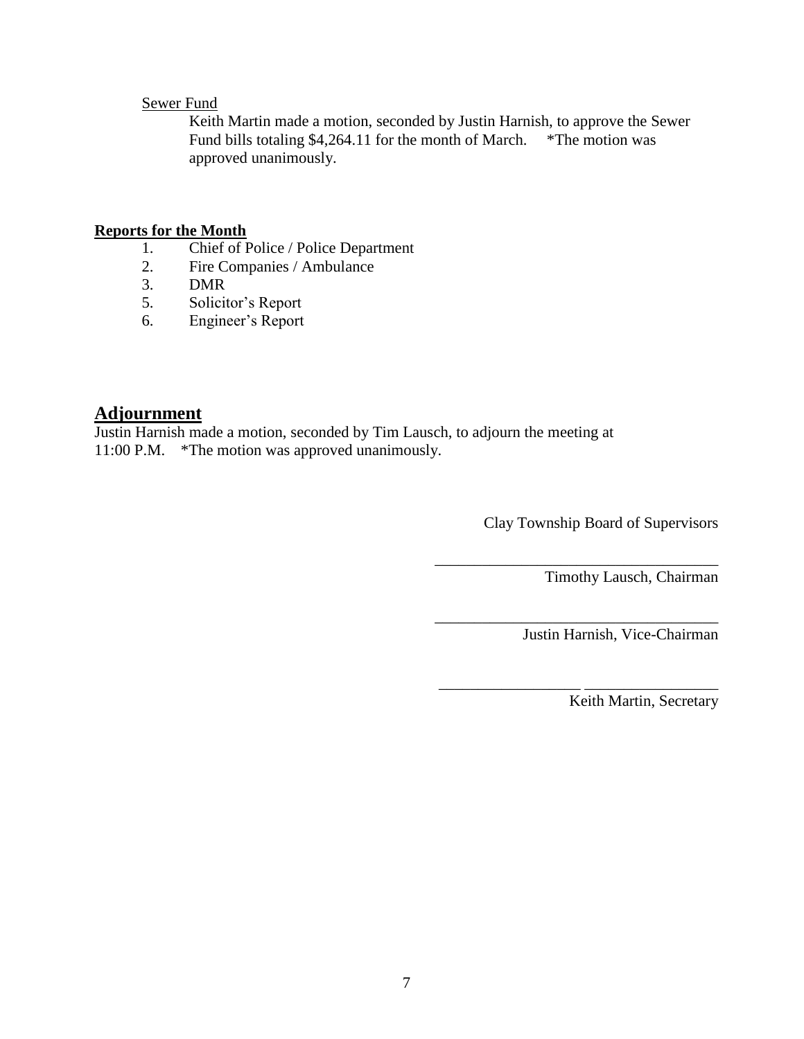Sewer Fund

Keith Martin made a motion, seconded by Justin Harnish, to approve the Sewer Fund bills totaling $4,264.11 for the month of March. *The motion was approved unanimously.

**Reports for the Month**

1. Chief of Police / Police Department
2. Fire Companies / Ambulance
3. DMR
5. Solicitor's Report
6. Engineer's Report

## Adjournment

Justin Harnish made a motion, seconded by Tim Lausch, to adjourn the meeting at 11:00 P.M. *The motion was approved unanimously.

Clay Township Board of Supervisors

_____________________________________
Timothy Lausch, Chairman

_____________________________________
Justin Harnish, Vice-Chairman

__________________ ________________
Keith Martin, Secretary